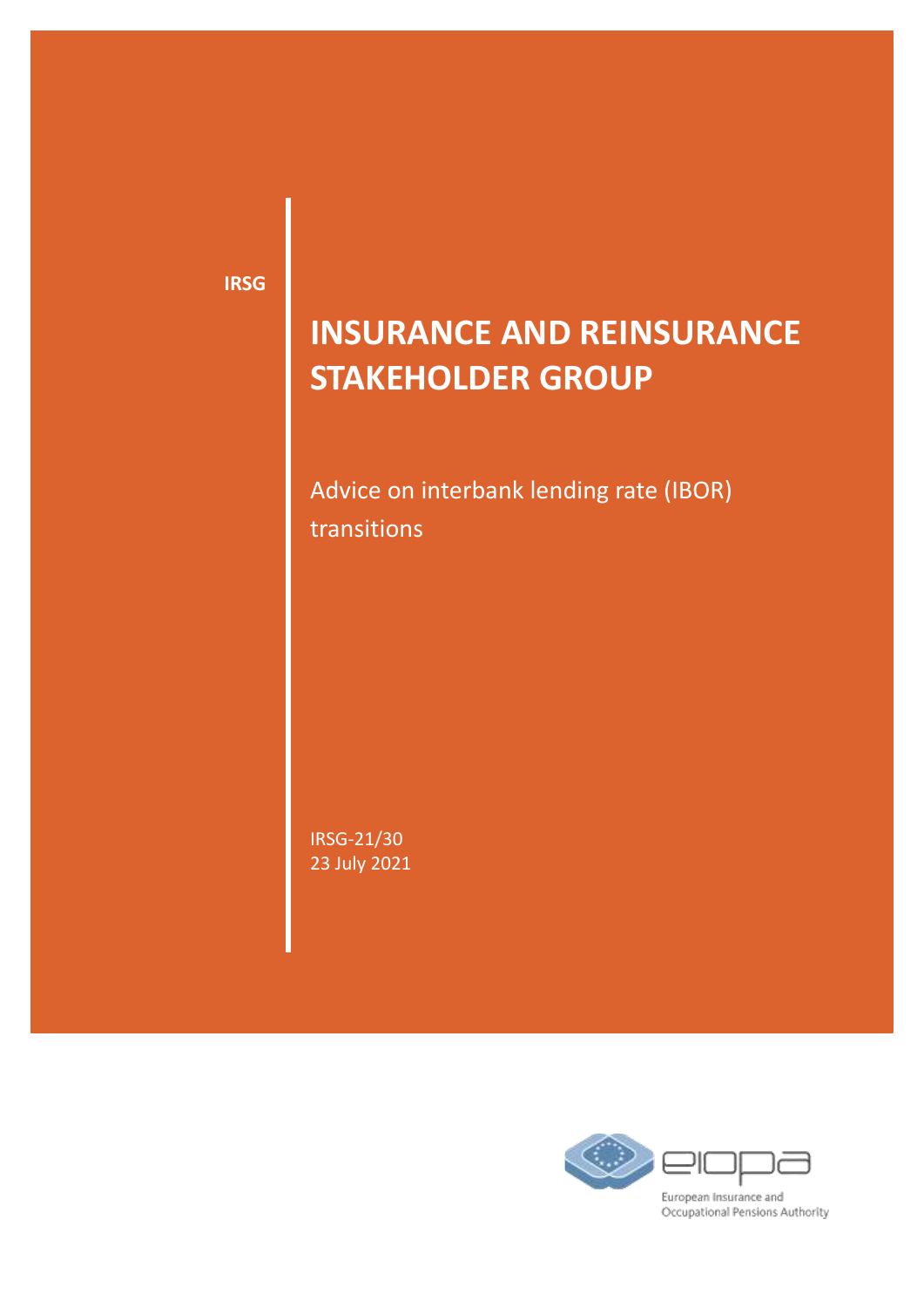IRSG

# INSURANCE AND REINSURANCE STAKEHOLDER GROUP

Advice on interbank lending rate (IBOR) transitions

IRSG-21/30
23 July 2021

European Insurance and Occupational Pensions Authority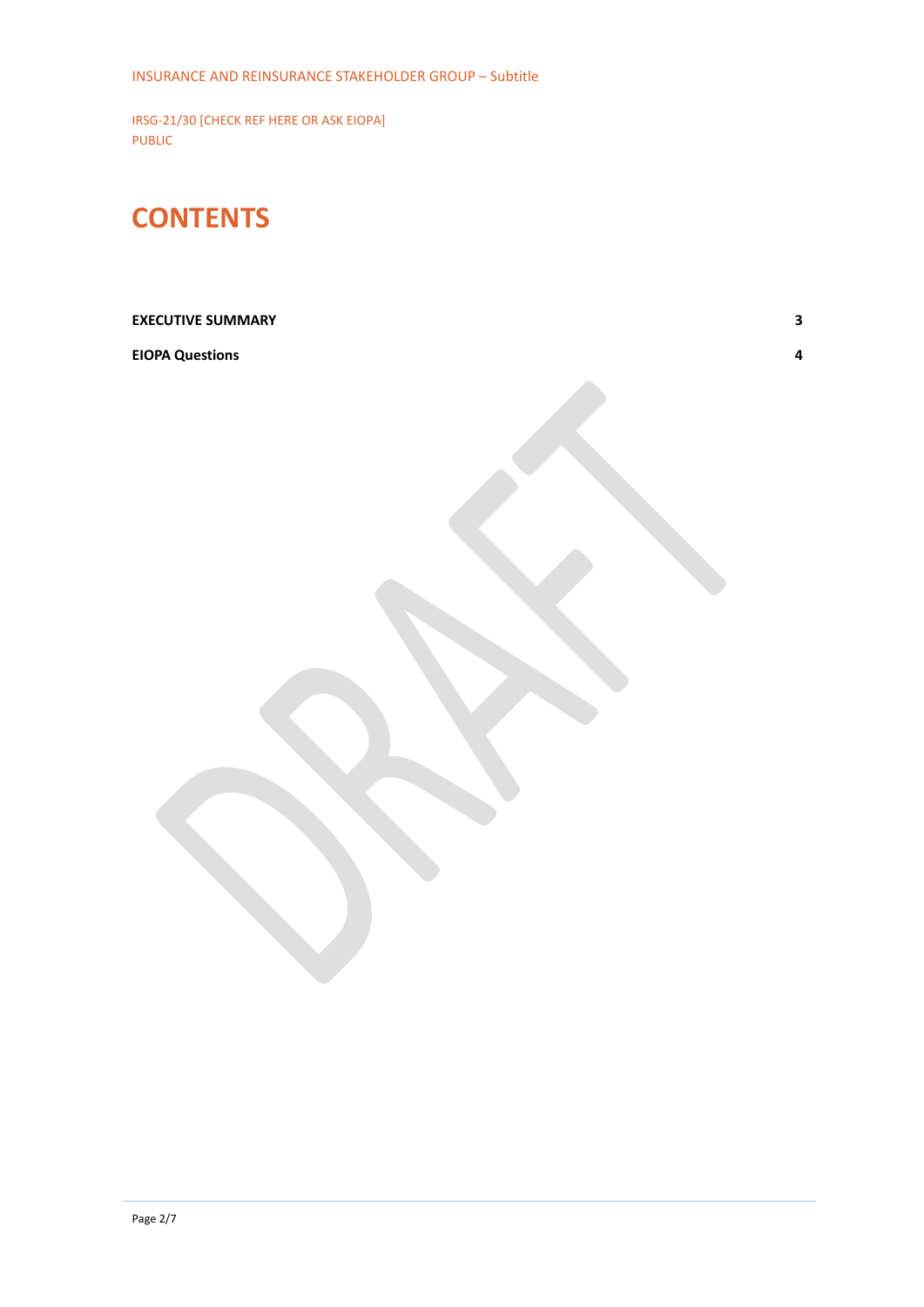INSURANCE AND REINSURANCE STAKEHOLDER GROUP – Subtitle

IRSG-21/30 [CHECK REF HERE OR ASK EIOPA]
PUBLIC

# CONTENTS

| | |
|---|---|
| **EXECUTIVE SUMMARY** | **3** |
| **EIOPA Questions** | **4** |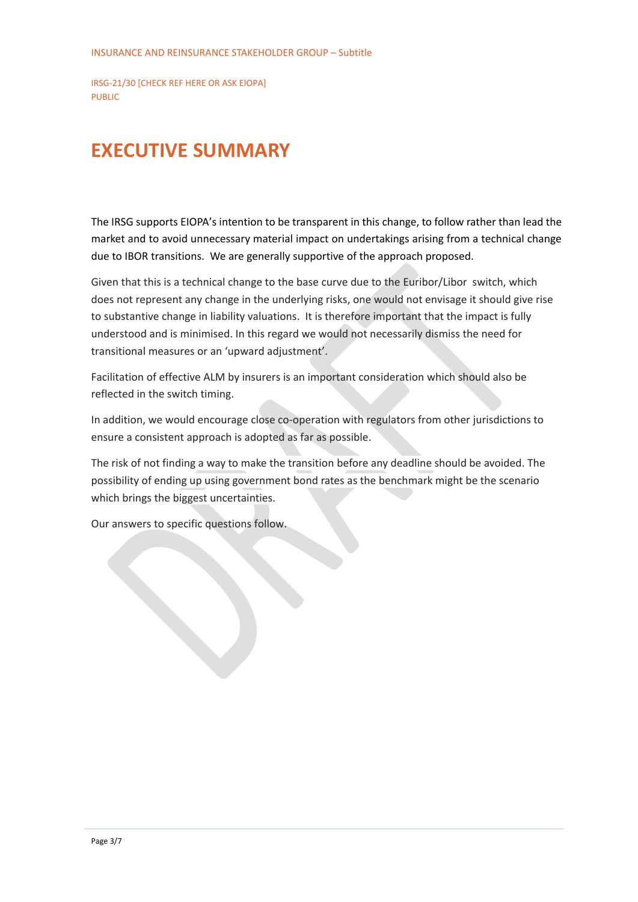INSURANCE AND REINSURANCE STAKEHOLDER GROUP – Subtitle

IRSG-21/30 [CHECK REF HERE OR ASK EIOPA]
PUBLIC

# EXECUTIVE SUMMARY

The IRSG supports EIOPA's intention to be transparent in this change, to follow rather than lead the market and to avoid unnecessary material impact on undertakings arising from a technical change due to IBOR transitions. We are generally supportive of the approach proposed.

Given that this is a technical change to the base curve due to the Euribor/Libor switch, which does not represent any change in the underlying risks, one would not envisage it should give rise to substantive change in liability valuations. It is therefore important that the impact is fully understood and is minimised. In this regard we would not necessarily dismiss the need for transitional measures or an 'upward adjustment'.

Facilitation of effective ALM by insurers is an important consideration which should also be reflected in the switch timing.

In addition, we would encourage close co-operation with regulators from other jurisdictions to ensure a consistent approach is adopted as far as possible.

The risk of not finding a way to make the transition before any deadline should be avoided. The possibility of ending up using government bond rates as the benchmark might be the scenario which brings the biggest uncertainties.

Our answers to specific questions follow.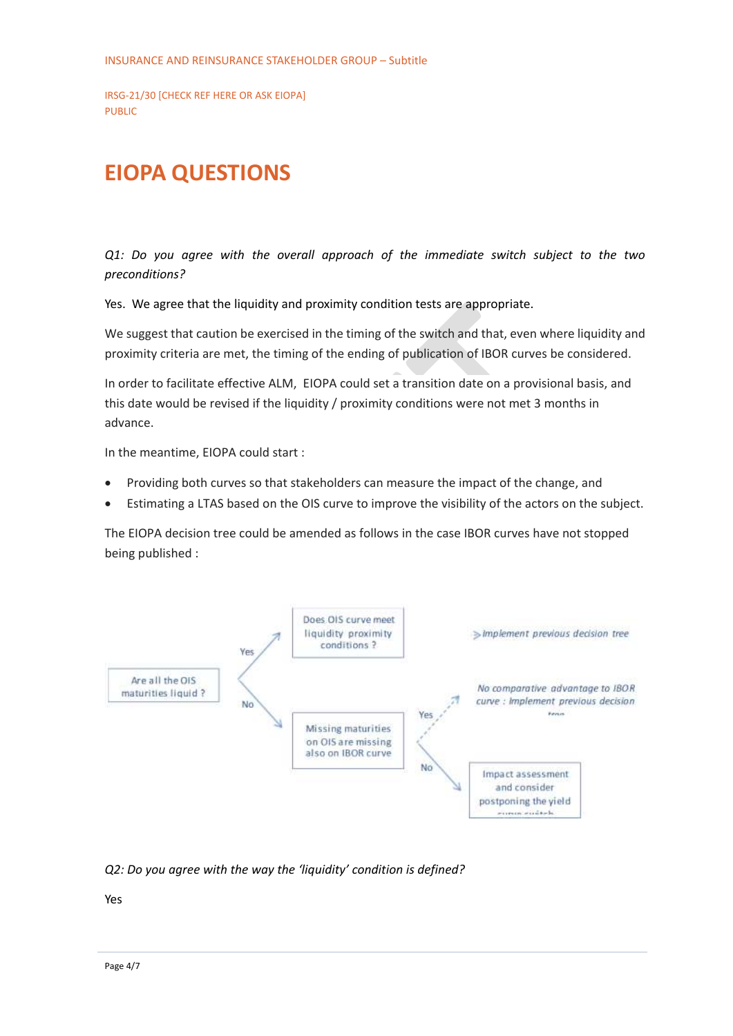# EIOPA QUESTIONS

*Q1: Do you agree with the overall approach of the immediate switch subject to the two preconditions?*

Yes. We agree that the liquidity and proximity condition tests are appropriate.

We suggest that caution be exercised in the timing of the switch and that, even where liquidity and proximity criteria are met, the timing of the ending of publication of IBOR curves be considered.

In order to facilitate effective ALM, EIOPA could set a transition date on a provisional basis, and this date would be revised if the liquidity / proximity conditions were not met 3 months in advance.

In the meantime, EIOPA could start :

- Providing both curves so that stakeholders can measure the impact of the change, and
- Estimating a LTAS based on the OIS curve to improve the visibility of the actors on the subject.

The EIOPA decision tree could be amended as follows in the case IBOR curves have not stopped being published :

- Are all the OIS maturities liquid ?
  - Yes → Does OIS curve meet liquidity proximity conditions ? → *Implement previous decision tree*
  - No → Missing maturities on OIS are missing also on IBOR curve
    - Yes → *No comparative advantage to IBOR curve : Implement previous decision tree*
    - No → Impact assessment and consider postponing the yield curve switch

*Q2: Do you agree with the way the 'liquidity' condition is defined?*

Yes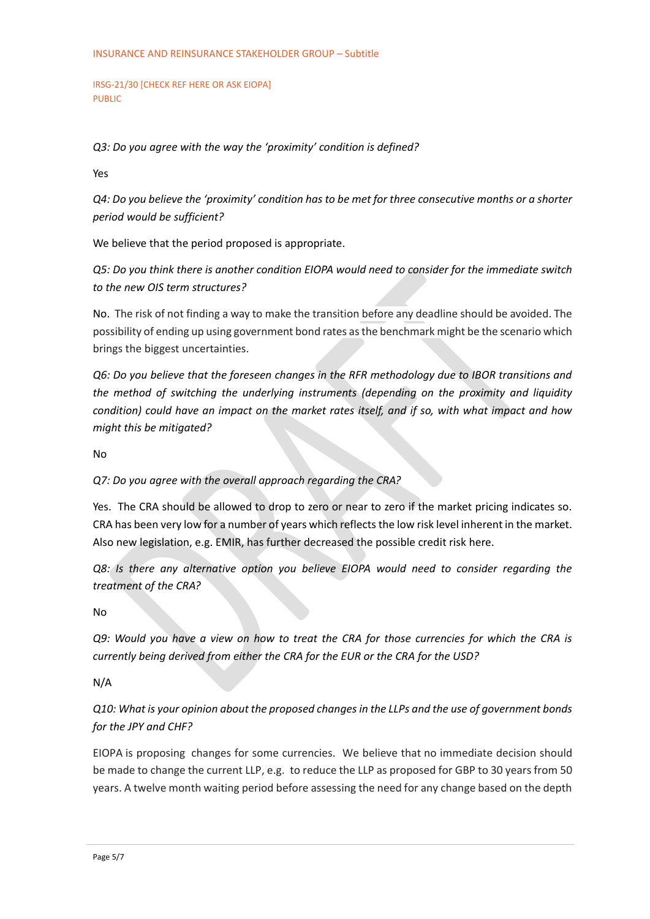*Q3: Do you agree with the way the 'proximity' condition is defined?*

Yes

*Q4: Do you believe the 'proximity' condition has to be met for three consecutive months or a shorter period would be sufficient?*

We believe that the period proposed is appropriate.

*Q5: Do you think there is another condition EIOPA would need to consider for the immediate switch to the new OIS term structures?*

No. The risk of not finding a way to make the transition before any deadline should be avoided. The possibility of ending up using government bond rates as the benchmark might be the scenario which brings the biggest uncertainties.

*Q6: Do you believe that the foreseen changes in the RFR methodology due to IBOR transitions and the method of switching the underlying instruments (depending on the proximity and liquidity condition) could have an impact on the market rates itself, and if so, with what impact and how might this be mitigated?*

No

*Q7: Do you agree with the overall approach regarding the CRA?*

Yes. The CRA should be allowed to drop to zero or near to zero if the market pricing indicates so. CRA has been very low for a number of years which reflects the low risk level inherent in the market. Also new legislation, e.g. EMIR, has further decreased the possible credit risk here.

*Q8: Is there any alternative option you believe EIOPA would need to consider regarding the treatment of the CRA?*

No

*Q9: Would you have a view on how to treat the CRA for those currencies for which the CRA is currently being derived from either the CRA for the EUR or the CRA for the USD?*

N/A

*Q10: What is your opinion about the proposed changes in the LLPs and the use of government bonds for the JPY and CHF?*

EIOPA is proposing changes for some currencies. We believe that no immediate decision should be made to change the current LLP, e.g. to reduce the LLP as proposed for GBP to 30 years from 50 years. A twelve month waiting period before assessing the need for any change based on the depth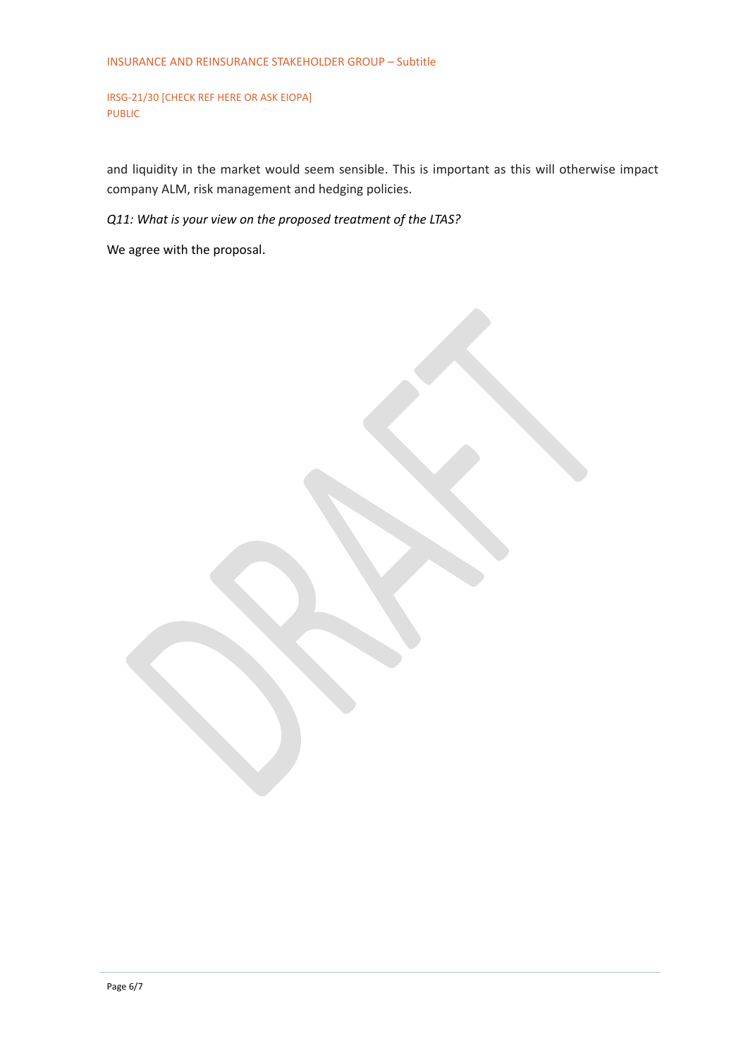and liquidity in the market would seem sensible. This is important as this will otherwise impact company ALM, risk management and hedging policies.

*Q11: What is your view on the proposed treatment of the LTAS?*

We agree with the proposal.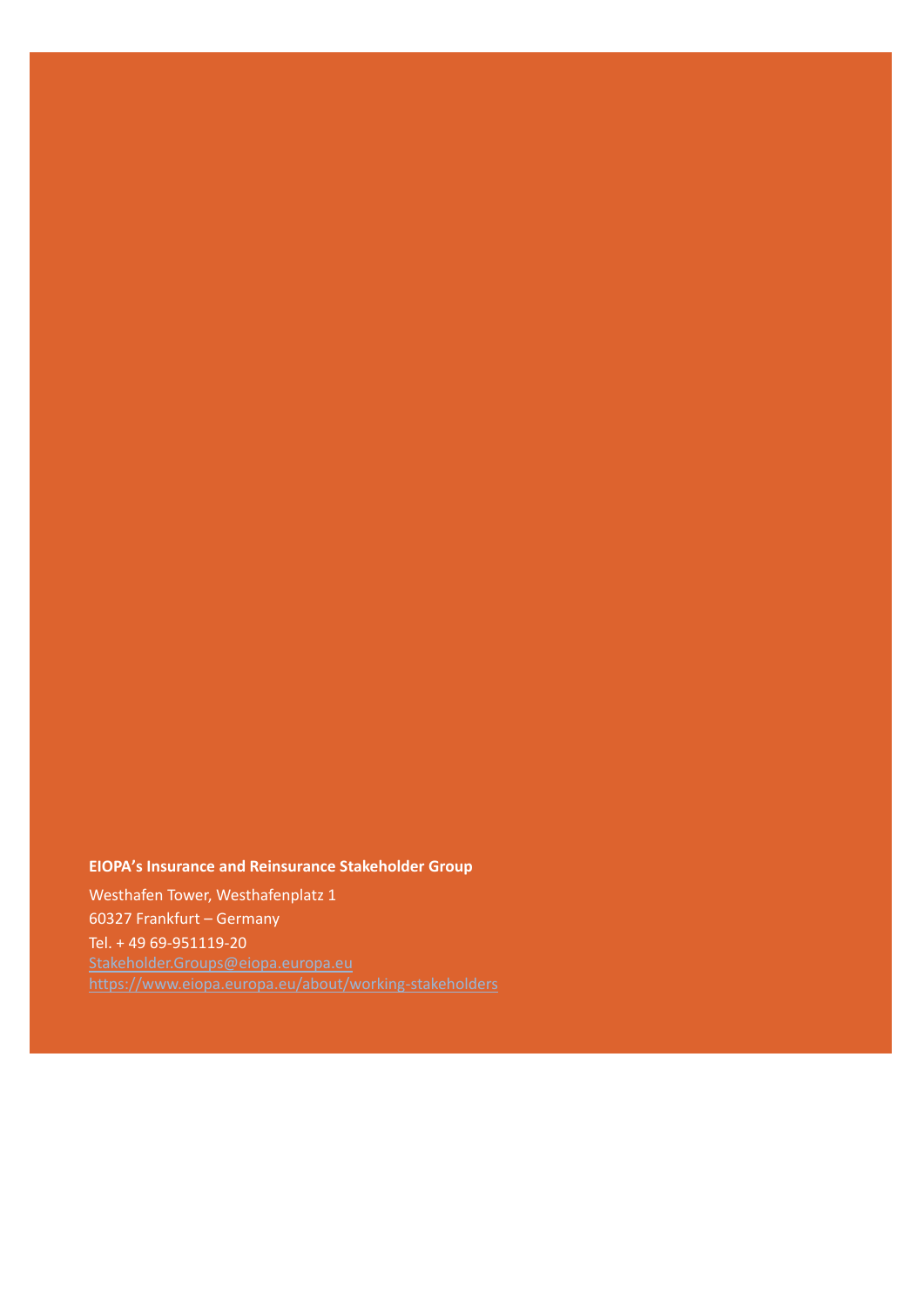**EIOPA's Insurance and Reinsurance Stakeholder Group**

Westhafen Tower, Westhafenplatz 1
60327 Frankfurt – Germany
Tel. + 49 69-951119-20
Stakeholder.Groups@eiopa.europa.eu
https://www.eiopa.europa.eu/about/working-stakeholders